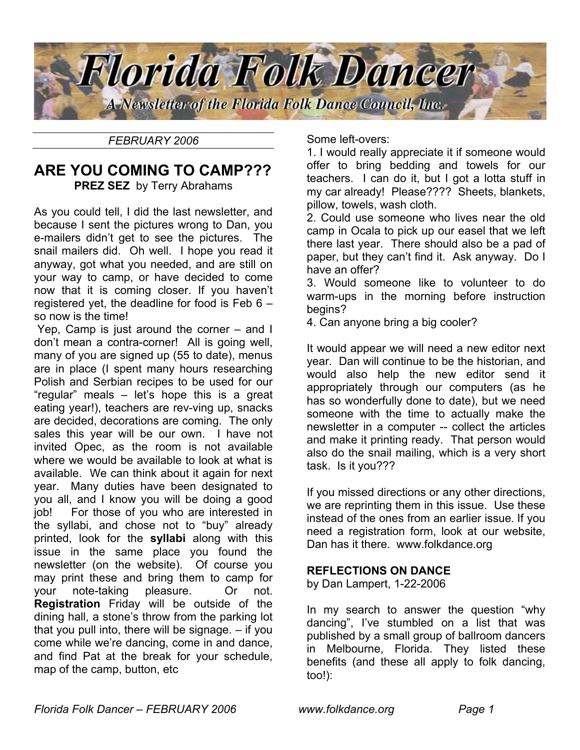# Florida Folk Dancer

*A Newsletter of the Florida Folk Dance Council, Inc.*

*FEBRUARY 2006*

## ARE YOU COMING TO CAMP???

**PREZ SEZ** by Terry Abrahams

As you could tell, I did the last newsletter, and because I sent the pictures wrong to Dan, you e-mailers didn't get to see the pictures. The snail mailers did. Oh well. I hope you read it anyway, got what you needed, and are still on your way to camp, or have decided to come now that it is coming closer. If you haven't registered yet, the deadline for food is Feb 6 – so now is the time!

Yep, Camp is just around the corner – and I don't mean a contra-corner! All is going well, many of you are signed up (55 to date), menus are in place (I spent many hours researching Polish and Serbian recipes to be used for our "regular" meals – let's hope this is a great eating year!), teachers are rev-ving up, snacks are decided, decorations are coming. The only sales this year will be our own. I have not invited Opec, as the room is not available where we would be available to look at what is available. We can think about it again for next year. Many duties have been designated to you all, and I know you will be doing a good job! For those of you who are interested in the syllabi, and chose not to "buy" already printed, look for the **syllabi** along with this issue in the same place you found the newsletter (on the website). Of course you may print these and bring them to camp for your note-taking pleasure. Or not. **Registration** Friday will be outside of the dining hall, a stone's throw from the parking lot that you pull into, there will be signage. – if you come while we're dancing, come in and dance, and find Pat at the break for your schedule, map of the camp, button, etc

Some left-overs:

1. I would really appreciate it if someone would offer to bring bedding and towels for our teachers. I can do it, but I got a lotta stuff in my car already! Please???? Sheets, blankets, pillow, towels, wash cloth.
2. Could use someone who lives near the old camp in Ocala to pick up our easel that we left there last year. There should also be a pad of paper, but they can't find it. Ask anyway. Do I have an offer?
3. Would someone like to volunteer to do warm-ups in the morning before instruction begins?
4. Can anyone bring a big cooler?

It would appear we will need a new editor next year. Dan will continue to be the historian, and would also help the new editor send it appropriately through our computers (as he has so wonderfully done to date), but we need someone with the time to actually make the newsletter in a computer -- collect the articles and make it printing ready. That person would also do the snail mailing, which is a very short task. Is it you???

If you missed directions or any other directions, we are reprinting them in this issue. Use these instead of the ones from an earlier issue. If you need a registration form, look at our website, Dan has it there. www.folkdance.org

### REFLECTIONS ON DANCE

by Dan Lampert, 1-22-2006

In my search to answer the question "why dancing", I've stumbled on a list that was published by a small group of ballroom dancers in Melbourne, Florida. They listed these benefits (and these all apply to folk dancing, too!):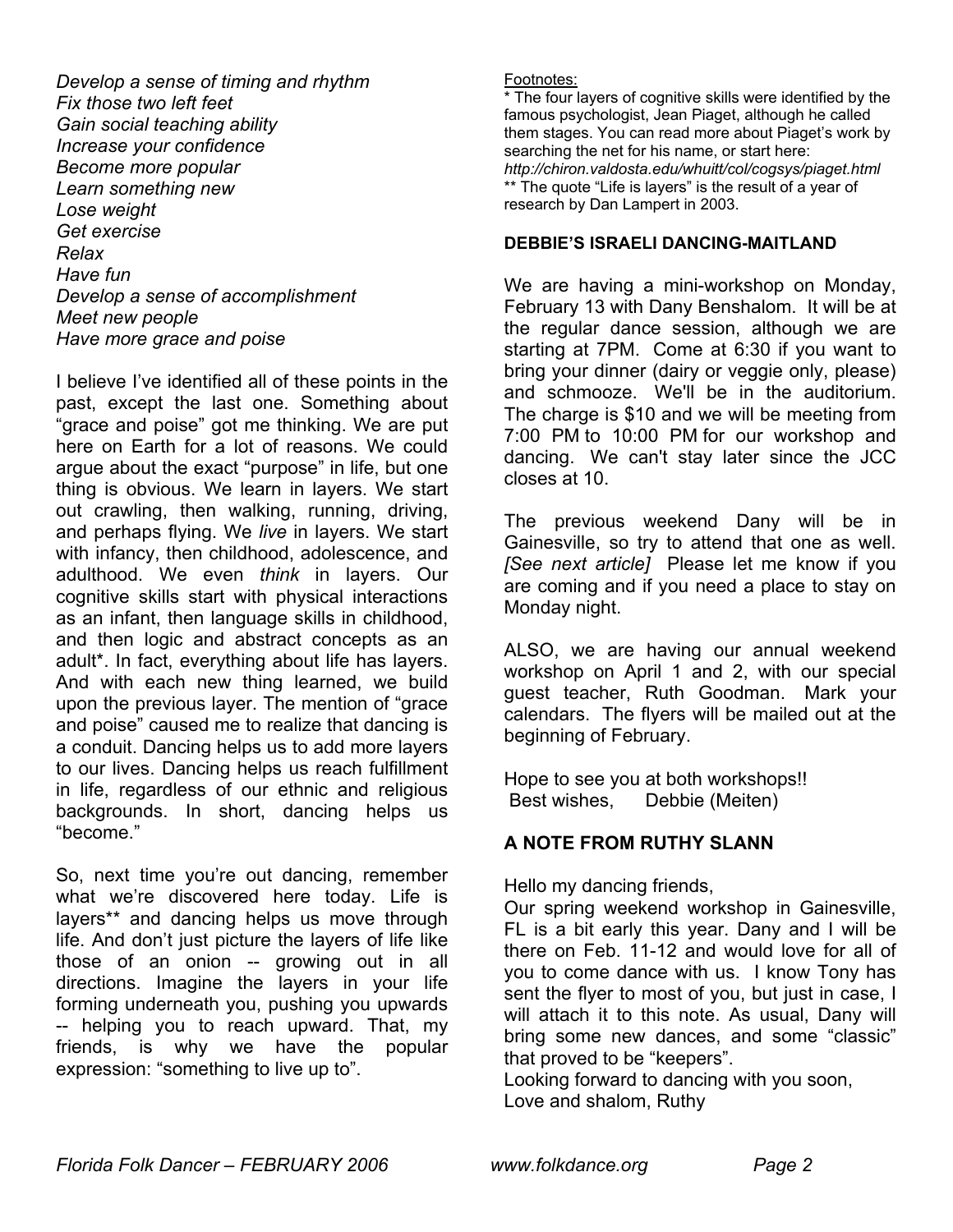*Develop a sense of timing and rhythm*
*Fix those two left feet*
*Gain social teaching ability*
*Increase your confidence*
*Become more popular*
*Learn something new*
*Lose weight*
*Get exercise*
*Relax*
*Have fun*
*Develop a sense of accomplishment*
*Meet new people*
*Have more grace and poise*

I believe I've identified all of these points in the past, except the last one. Something about "grace and poise" got me thinking. We are put here on Earth for a lot of reasons. We could argue about the exact "purpose" in life, but one thing is obvious. We learn in layers. We start out crawling, then walking, running, driving, and perhaps flying. We *live* in layers. We start with infancy, then childhood, adolescence, and adulthood. We even *think* in layers. Our cognitive skills start with physical interactions as an infant, then language skills in childhood, and then logic and abstract concepts as an adult*. In fact, everything about life has layers. And with each new thing learned, we build upon the previous layer. The mention of "grace and poise" caused me to realize that dancing is a conduit. Dancing helps us to add more layers to our lives. Dancing helps us reach fulfillment in life, regardless of our ethnic and religious backgrounds. In short, dancing helps us "become."

So, next time you're out dancing, remember what we're discovered here today. Life is layers** and dancing helps us move through life. And don't just picture the layers of life like those of an onion -- growing out in all directions. Imagine the layers in your life forming underneath you, pushing you upwards -- helping you to reach upward. That, my friends, is why we have the popular expression: "something to live up to".

Footnotes:
* The four layers of cognitive skills were identified by the famous psychologist, Jean Piaget, although he called them stages. You can read more about Piaget's work by searching the net for his name, or start here: *http://chiron.valdosta.edu/whuitt/col/cogsys/piaget.html*
** The quote "Life is layers" is the result of a year of research by Dan Lampert in 2003.

### DEBBIE'S ISRAELI DANCING-MAITLAND

We are having a mini-workshop on Monday, February 13 with Dany Benshalom. It will be at the regular dance session, although we are starting at 7PM. Come at 6:30 if you want to bring your dinner (dairy or veggie only, please) and schmooze. We'll be in the auditorium. The charge is $10 and we will be meeting from 7:00 PM to 10:00 PM for our workshop and dancing. We can't stay later since the JCC closes at 10.

The previous weekend Dany will be in Gainesville, so try to attend that one as well. *[See next article]* Please let me know if you are coming and if you need a place to stay on Monday night.

ALSO, we are having our annual weekend workshop on April 1 and 2, with our special guest teacher, Ruth Goodman. Mark your calendars. The flyers will be mailed out at the beginning of February.

Hope to see you at both workshops!!
Best wishes, Debbie (Meiten)

### A NOTE FROM RUTHY SLANN

Hello my dancing friends,
Our spring weekend workshop in Gainesville, FL is a bit early this year. Dany and I will be there on Feb. 11-12 and would love for all of you to come dance with us. I know Tony has sent the flyer to most of you, but just in case, I will attach it to this note. As usual, Dany will bring some new dances, and some "classic" that proved to be "keepers".
Looking forward to dancing with you soon,
Love and shalom, Ruthy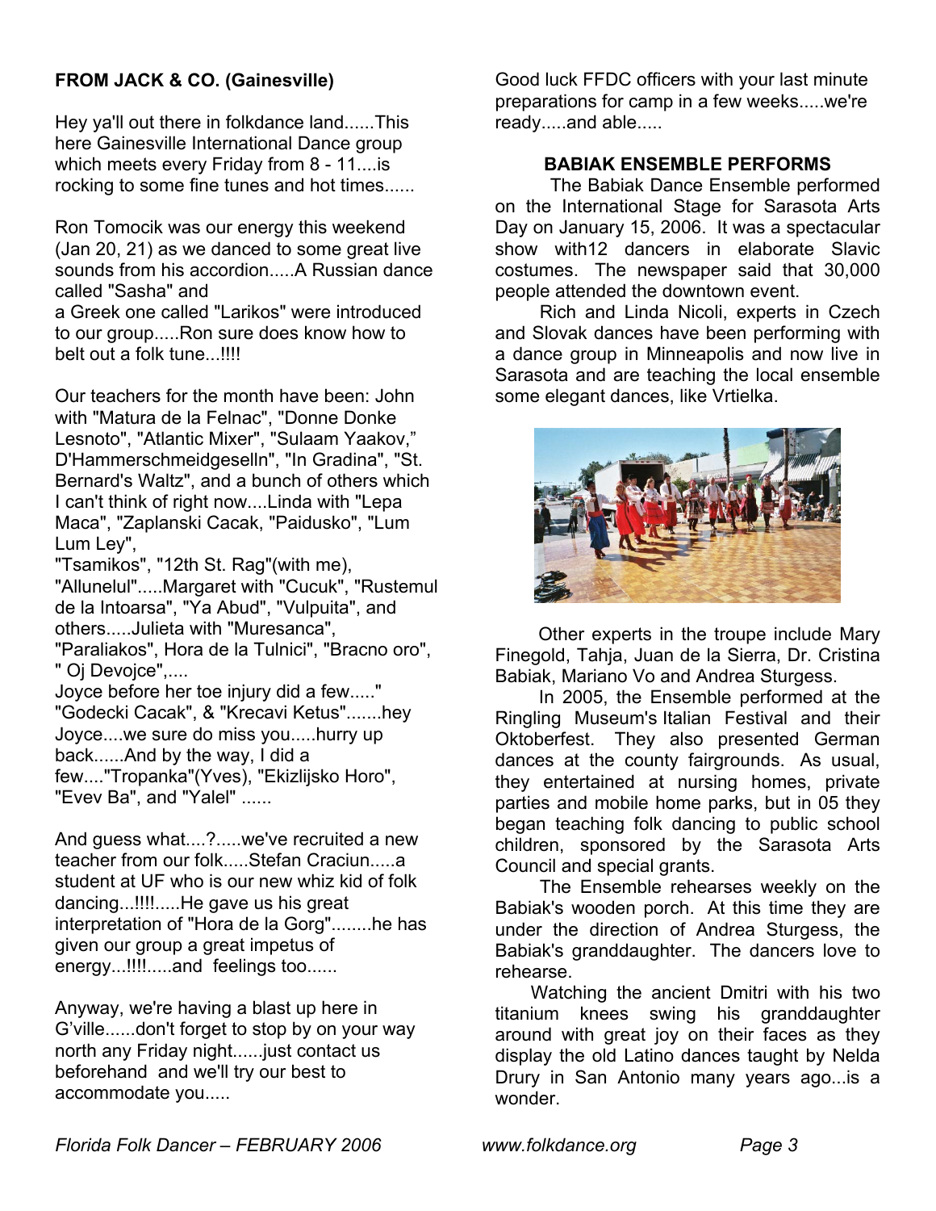**FROM JACK & CO. (Gainesville)**

Hey ya'll out there in folkdance land......This here Gainesville International Dance group which meets every Friday from 8 - 11....is rocking to some fine tunes and hot times......

Ron Tomocik was our energy this weekend (Jan 20, 21) as we danced to some great live sounds from his accordion.....A Russian dance called "Sasha" and
a Greek one called "Larikos" were introduced to our group.....Ron sure does know how to belt out a folk tune...!!!!

Our teachers for the month have been: John with "Matura de la Felnac", "Donne Donke Lesnoto", "Atlantic Mixer", "Sulaam Yaakov," D'Hammerschmeidgeselln", "In Gradina", "St. Bernard's Waltz", and a bunch of others which I can't think of right now....Linda with "Lepa Maca", "Zaplanski Cacak, "Paidusko", "Lum Lum Ley",
"Tsamikos", "12th St. Rag"(with me), "Allunelul".....Margaret with "Cucuk", "Rustemul de la Intoarsa", "Ya Abud", "Vulpuita", and others.....Julieta with "Muresanca", "Paraliakos", Hora de la Tulnici", "Bracno oro", " Oj Devojce",....
Joyce before her toe injury did a few....." "Godecki Cacak", & "Krecavi Ketus".......hey Joyce....we sure do miss you.....hurry up back......And by the way, I did a few...."Tropanka"(Yves), "Ekizlijsko Horo", "Evev Ba", and "Yalel" ......

And guess what....?.....we've recruited a new teacher from our folk.....Stefan Craciun.....a student at UF who is our new whiz kid of folk dancing...!!!!.....He gave us his great interpretation of "Hora de la Gorg"........he has given our group a great impetus of energy...!!!!.....and feelings too......

Anyway, we're having a blast up here in G'ville......don't forget to stop by on your way north any Friday night......just contact us beforehand and we'll try our best to accommodate you.....

Good luck FFDC officers with your last minute preparations for camp in a few weeks.....we're ready.....and able.....

**BABIAK ENSEMBLE PERFORMS**

The Babiak Dance Ensemble performed on the International Stage for Sarasota Arts Day on January 15, 2006. It was a spectacular show with12 dancers in elaborate Slavic costumes. The newspaper said that 30,000 people attended the downtown event.

Rich and Linda Nicoli, experts in Czech and Slovak dances have been performing with a dance group in Minneapolis and now live in Sarasota and are teaching the local ensemble some elegant dances, like Vrtielka.

Other experts in the troupe include Mary Finegold, Tahja, Juan de la Sierra, Dr. Cristina Babiak, Mariano Vo and Andrea Sturgess.

In 2005, the Ensemble performed at the Ringling Museum's Italian Festival and their Oktoberfest. They also presented German dances at the county fairgrounds. As usual, they entertained at nursing homes, private parties and mobile home parks, but in 05 they began teaching folk dancing to public school children, sponsored by the Sarasota Arts Council and special grants.

The Ensemble rehearses weekly on the Babiak's wooden porch. At this time they are under the direction of Andrea Sturgess, the Babiak's granddaughter. The dancers love to rehearse.

Watching the ancient Dmitri with his two titanium knees swing his granddaughter around with great joy on their faces as they display the old Latino dances taught by Nelda Drury in San Antonio many years ago...is a wonder.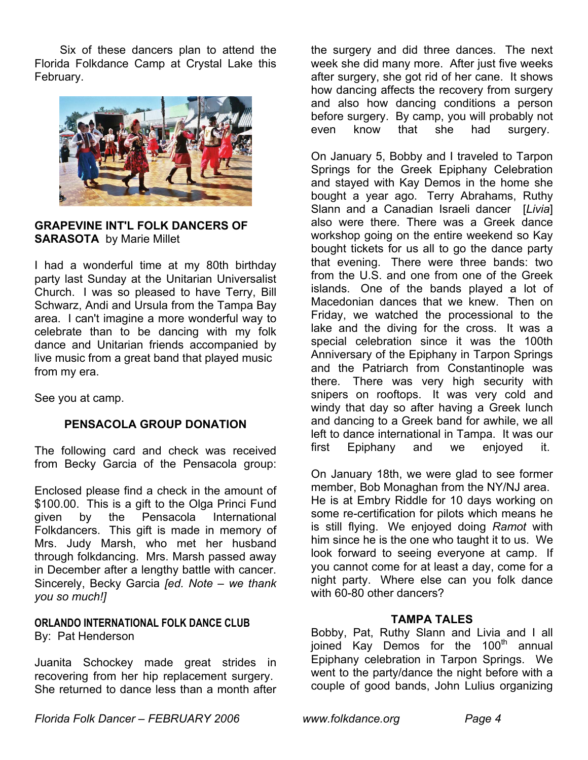Six of these dancers plan to attend the Florida Folkdance Camp at Crystal Lake this February.

**GRAPEVINE INT'L FOLK DANCERS OF SARASOTA** by Marie Millet

I had a wonderful time at my 80th birthday party last Sunday at the Unitarian Universalist Church. I was so pleased to have Terry, Bill Schwarz, Andi and Ursula from the Tampa Bay area. I can't imagine a more wonderful way to celebrate than to be dancing with my folk dance and Unitarian friends accompanied by live music from a great band that played music from my era.

See you at camp.

**PENSACOLA GROUP DONATION**

The following card and check was received from Becky Garcia of the Pensacola group:

Enclosed please find a check in the amount of $100.00. This is a gift to the Olga Princi Fund given by the Pensacola International Folkdancers. This gift is made in memory of Mrs. Judy Marsh, who met her husband through folkdancing. Mrs. Marsh passed away in December after a lengthy battle with cancer. Sincerely, Becky Garcia *[ed. Note – we thank you so much!]*

**ORLANDO INTERNATIONAL FOLK DANCE CLUB**
By: Pat Henderson

Juanita Schockey made great strides in recovering from her hip replacement surgery. She returned to dance less than a month after the surgery and did three dances. The next week she did many more. After just five weeks after surgery, she got rid of her cane. It shows how dancing affects the recovery from surgery and also how dancing conditions a person before surgery. By camp, you will probably not even know that she had surgery.

On January 5, Bobby and I traveled to Tarpon Springs for the Greek Epiphany Celebration and stayed with Kay Demos in the home she bought a year ago. Terry Abrahams, Ruthy Slann and a Canadian Israeli dancer [*Livia*] also were there. There was a Greek dance workshop going on the entire weekend so Kay bought tickets for us all to go the dance party that evening. There were three bands: two from the U.S. and one from one of the Greek islands. One of the bands played a lot of Macedonian dances that we knew. Then on Friday, we watched the processional to the lake and the diving for the cross. It was a special celebration since it was the 100th Anniversary of the Epiphany in Tarpon Springs and the Patriarch from Constantinople was there. There was very high security with snipers on rooftops. It was very cold and windy that day so after having a Greek lunch and dancing to a Greek band for awhile, we all left to dance international in Tampa. It was our first Epiphany and we enjoyed it.

On January 18th, we were glad to see former member, Bob Monaghan from the NY/NJ area. He is at Embry Riddle for 10 days working on some re-certification for pilots which means he is still flying. We enjoyed doing *Ramot* with him since he is the one who taught it to us. We look forward to seeing everyone at camp. If you cannot come for at least a day, come for a night party. Where else can you folk dance with 60-80 other dancers?

**TAMPA TALES**

Bobby, Pat, Ruthy Slann and Livia and I all joined Kay Demos for the 100th annual Epiphany celebration in Tarpon Springs. We went to the party/dance the night before with a couple of good bands, John Lulius organizing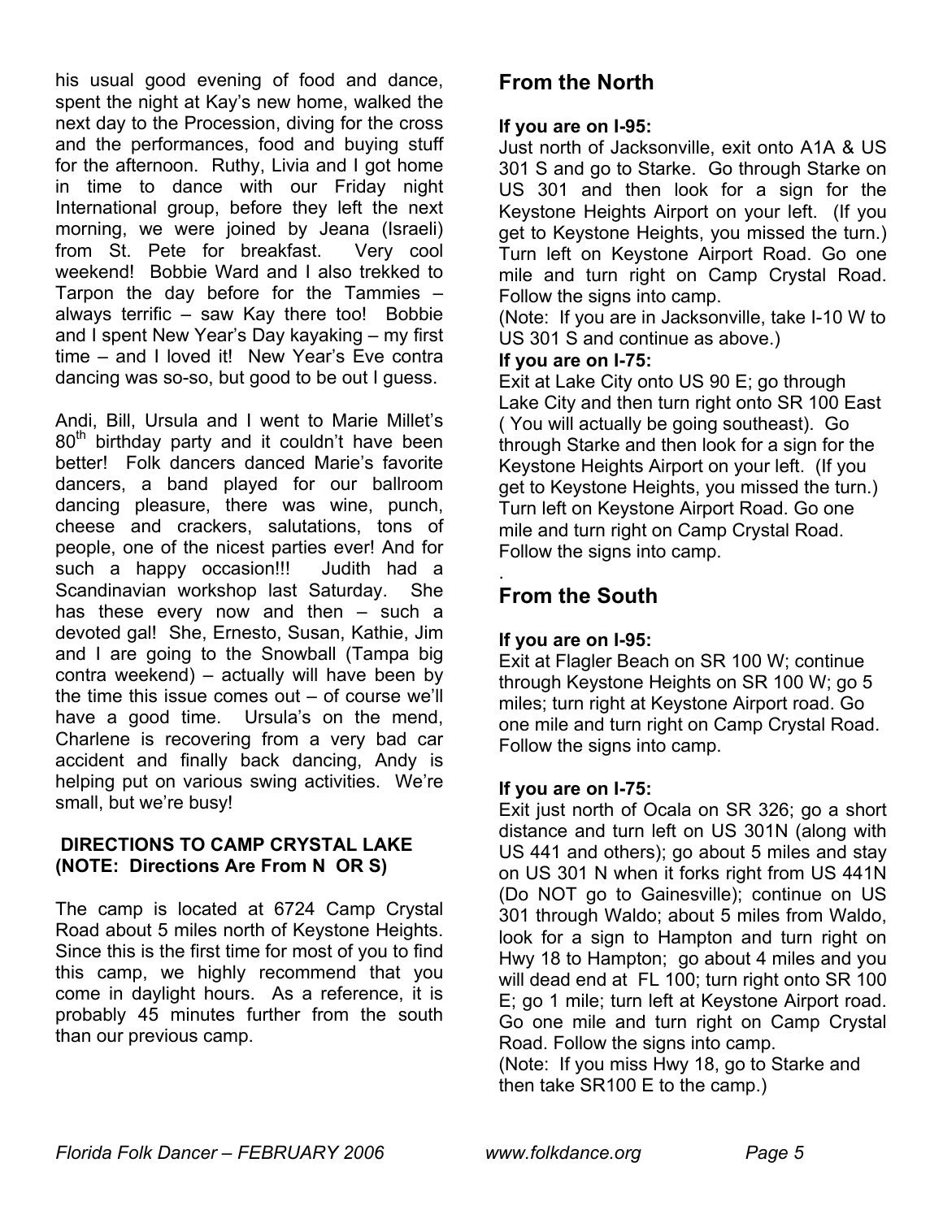his usual good evening of food and dance, spent the night at Kay's new home, walked the next day to the Procession, diving for the cross and the performances, food and buying stuff for the afternoon. Ruthy, Livia and I got home in time to dance with our Friday night International group, before they left the next morning, we were joined by Jeana (Israeli) from St. Pete for breakfast. Very cool weekend! Bobbie Ward and I also trekked to Tarpon the day before for the Tammies – always terrific – saw Kay there too! Bobbie and I spent New Year's Day kayaking – my first time – and I loved it! New Year's Eve contra dancing was so-so, but good to be out I guess.

Andi, Bill, Ursula and I went to Marie Millet's 80th birthday party and it couldn't have been better! Folk dancers danced Marie's favorite dancers, a band played for our ballroom dancing pleasure, there was wine, punch, cheese and crackers, salutations, tons of people, one of the nicest parties ever! And for such a happy occasion!!! Judith had a Scandinavian workshop last Saturday. She has these every now and then – such a devoted gal! She, Ernesto, Susan, Kathie, Jim and I are going to the Snowball (Tampa big contra weekend) – actually will have been by the time this issue comes out – of course we'll have a good time. Ursula's on the mend, Charlene is recovering from a very bad car accident and finally back dancing, Andy is helping put on various swing activities. We're small, but we're busy!

**DIRECTIONS TO CAMP CRYSTAL LAKE (NOTE: Directions Are From N OR S)**

The camp is located at 6724 Camp Crystal Road about 5 miles north of Keystone Heights. Since this is the first time for most of you to find this camp, we highly recommend that you come in daylight hours. As a reference, it is probably 45 minutes further from the south than our previous camp.

## From the North

**If you are on I-95:**
Just north of Jacksonville, exit onto A1A & US 301 S and go to Starke. Go through Starke on US 301 and then look for a sign for the Keystone Heights Airport on your left. (If you get to Keystone Heights, you missed the turn.) Turn left on Keystone Airport Road. Go one mile and turn right on Camp Crystal Road. Follow the signs into camp.
(Note: If you are in Jacksonville, take I-10 W to US 301 S and continue as above.)

**If you are on I-75:**
Exit at Lake City onto US 90 E; go through Lake City and then turn right onto SR 100 East ( You will actually be going southeast). Go through Starke and then look for a sign for the Keystone Heights Airport on your left. (If you get to Keystone Heights, you missed the turn.) Turn left on Keystone Airport Road. Go one mile and turn right on Camp Crystal Road. Follow the signs into camp.

## From the South

**If you are on I-95:**
Exit at Flagler Beach on SR 100 W; continue through Keystone Heights on SR 100 W; go 5 miles; turn right at Keystone Airport road. Go one mile and turn right on Camp Crystal Road. Follow the signs into camp.

**If you are on I-75:**
Exit just north of Ocala on SR 326; go a short distance and turn left on US 301N (along with US 441 and others); go about 5 miles and stay on US 301 N when it forks right from US 441N (Do NOT go to Gainesville); continue on US 301 through Waldo; about 5 miles from Waldo, look for a sign to Hampton and turn right on Hwy 18 to Hampton; go about 4 miles and you will dead end at FL 100; turn right onto SR 100 E; go 1 mile; turn left at Keystone Airport road. Go one mile and turn right on Camp Crystal Road. Follow the signs into camp.
(Note: If you miss Hwy 18, go to Starke and then take SR100 E to the camp.)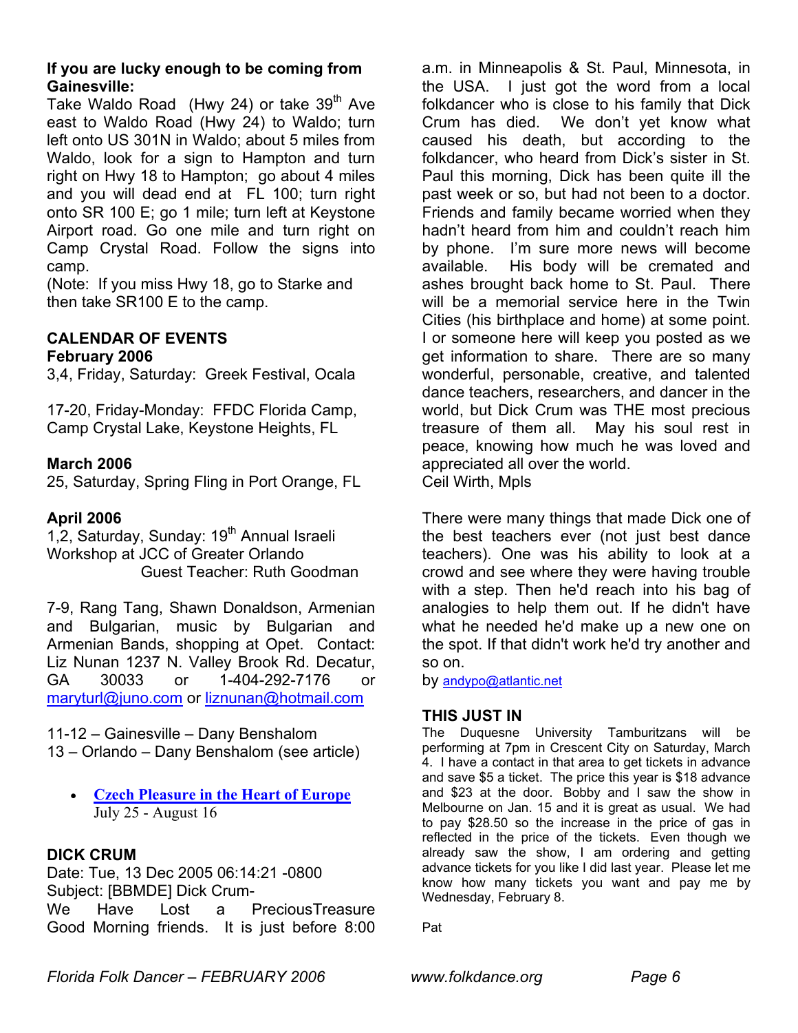**If you are lucky enough to be coming from Gainesville:**

Take Waldo Road (Hwy 24) or take 39th Ave east to Waldo Road (Hwy 24) to Waldo; turn left onto US 301N in Waldo; about 5 miles from Waldo, look for a sign to Hampton and turn right on Hwy 18 to Hampton; go about 4 miles and you will dead end at FL 100; turn right onto SR 100 E; go 1 mile; turn left at Keystone Airport road. Go one mile and turn right on Camp Crystal Road. Follow the signs into camp.

(Note: If you miss Hwy 18, go to Starke and then take SR100 E to the camp.

## CALENDAR OF EVENTS

**February 2006**

3,4, Friday, Saturday: Greek Festival, Ocala

17-20, Friday-Monday: FFDC Florida Camp, Camp Crystal Lake, Keystone Heights, FL

**March 2006**

25, Saturday, Spring Fling in Port Orange, FL

**April 2006**

1,2, Saturday, Sunday: 19th Annual Israeli Workshop at JCC of Greater Orlando
Guest Teacher: Ruth Goodman

7-9, Rang Tang, Shawn Donaldson, Armenian and Bulgarian, music by Bulgarian and Armenian Bands, shopping at Opet. Contact: Liz Nunan 1237 N. Valley Brook Rd. Decatur, GA 30033 or 1-404-292-7176 or maryturl@juno.com or liznunan@hotmail.com

11-12 – Gainesville – Dany Benshalom
13 – Orlando – Dany Benshalom (see article)

- **Czech Pleasure in the Heart of Europe**
  July 25 - August 16

## DICK CRUM

Date: Tue, 13 Dec 2005 06:14:21 -0800
Subject: [BBMDE] Dick Crum-
We Have Lost a PreciousTreasure
Good Morning friends. It is just before 8:00 a.m. in Minneapolis & St. Paul, Minnesota, in the USA. I just got the word from a local folkdancer who is close to his family that Dick Crum has died. We don't yet know what caused his death, but according to the folkdancer, who heard from Dick's sister in St. Paul this morning, Dick has been quite ill the past week or so, but had not been to a doctor. Friends and family became worried when they hadn't heard from him and couldn't reach him by phone. I'm sure more news will become available. His body will be cremated and ashes brought back home to St. Paul. There will be a memorial service here in the Twin Cities (his birthplace and home) at some point. I or someone here will keep you posted as we get information to share. There are so many wonderful, personable, creative, and talented dance teachers, researchers, and dancer in the world, but Dick Crum was THE most precious treasure of them all. May his soul rest in peace, knowing how much he was loved and appreciated all over the world.
Ceil Wirth, Mpls

There were many things that made Dick one of the best teachers ever (not just best dance teachers). One was his ability to look at a crowd and see where they were having trouble with a step. Then he'd reach into his bag of analogies to help them out. If he didn't have what he needed he'd make up a new one on the spot. If that didn't work he'd try another and so on.
by andypo@atlantic.net

## THIS JUST IN

The Duquesne University Tamburitzans will be performing at 7pm in Crescent City on Saturday, March 4. I have a contact in that area to get tickets in advance and save $5 a ticket. The price this year is $18 advance and $23 at the door. Bobby and I saw the show in Melbourne on Jan. 15 and it is great as usual. We had to pay $28.50 so the increase in the price of gas in reflected in the price of the tickets. Even though we already saw the show, I am ordering and getting advance tickets for you like I did last year. Please let me know how many tickets you want and pay me by Wednesday, February 8.

Pat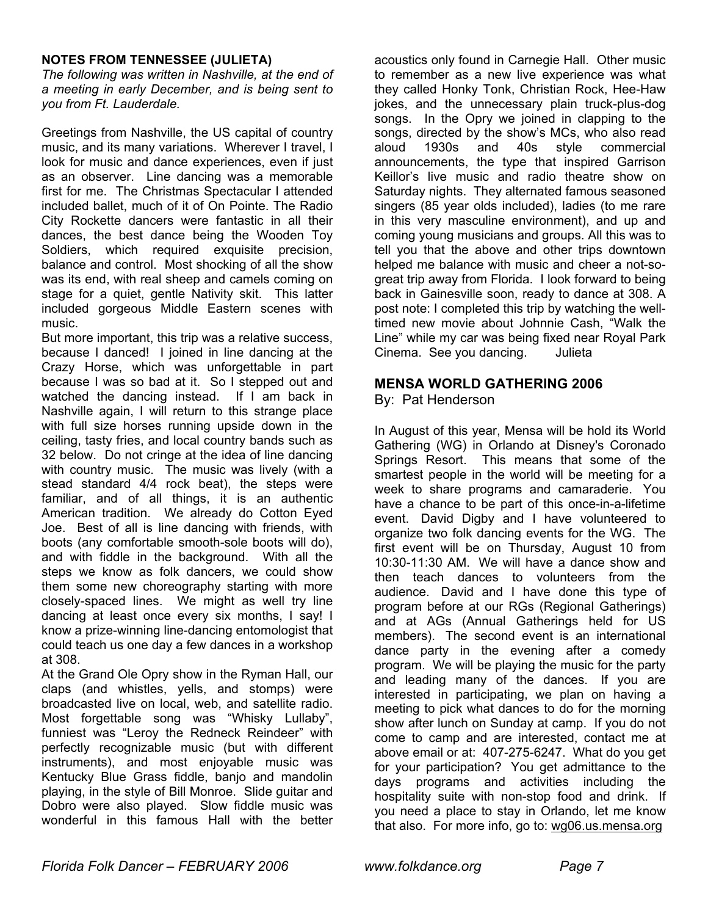## NOTES FROM TENNESSEE (JULIETA)

*The following was written in Nashville, at the end of a meeting in early December, and is being sent to you from Ft. Lauderdale.*

Greetings from Nashville, the US capital of country music, and its many variations. Wherever I travel, I look for music and dance experiences, even if just as an observer. Line dancing was a memorable first for me. The Christmas Spectacular I attended included ballet, much of it of On Pointe. The Radio City Rockette dancers were fantastic in all their dances, the best dance being the Wooden Toy Soldiers, which required exquisite precision, balance and control. Most shocking of all the show was its end, with real sheep and camels coming on stage for a quiet, gentle Nativity skit. This latter included gorgeous Middle Eastern scenes with music.

But more important, this trip was a relative success, because I danced! I joined in line dancing at the Crazy Horse, which was unforgettable in part because I was so bad at it. So I stepped out and watched the dancing instead. If I am back in Nashville again, I will return to this strange place with full size horses running upside down in the ceiling, tasty fries, and local country bands such as 32 below. Do not cringe at the idea of line dancing with country music. The music was lively (with a stead standard 4/4 rock beat), the steps were familiar, and of all things, it is an authentic American tradition. We already do Cotton Eyed Joe. Best of all is line dancing with friends, with boots (any comfortable smooth-sole boots will do), and with fiddle in the background. With all the steps we know as folk dancers, we could show them some new choreography starting with more closely-spaced lines. We might as well try line dancing at least once every six months, I say! I know a prize-winning line-dancing entomologist that could teach us one day a few dances in a workshop at 308.

At the Grand Ole Opry show in the Ryman Hall, our claps (and whistles, yells, and stomps) were broadcasted live on local, web, and satellite radio. Most forgettable song was "Whisky Lullaby", funniest was "Leroy the Redneck Reindeer" with perfectly recognizable music (but with different instruments), and most enjoyable music was Kentucky Blue Grass fiddle, banjo and mandolin playing, in the style of Bill Monroe. Slide guitar and Dobro were also played. Slow fiddle music was wonderful in this famous Hall with the better acoustics only found in Carnegie Hall. Other music to remember as a new live experience was what they called Honky Tonk, Christian Rock, Hee-Haw jokes, and the unnecessary plain truck-plus-dog songs. In the Opry we joined in clapping to the songs, directed by the show's MCs, who also read aloud 1930s and 40s style commercial announcements, the type that inspired Garrison Keillor's live music and radio theatre show on Saturday nights. They alternated famous seasoned singers (85 year olds included), ladies (to me rare in this very masculine environment), and up and coming young musicians and groups. All this was to tell you that the above and other trips downtown helped me balance with music and cheer a not-so-great trip away from Florida. I look forward to being back in Gainesville soon, ready to dance at 308. A post note: I completed this trip by watching the well-timed new movie about Johnnie Cash, "Walk the Line" while my car was being fixed near Royal Park Cinema. See you dancing. Julieta

## MENSA WORLD GATHERING 2006

By: Pat Henderson

In August of this year, Mensa will be hold its World Gathering (WG) in Orlando at Disney's Coronado Springs Resort. This means that some of the smartest people in the world will be meeting for a week to share programs and camaraderie. You have a chance to be part of this once-in-a-lifetime event. David Digby and I have volunteered to organize two folk dancing events for the WG. The first event will be on Thursday, August 10 from 10:30-11:30 AM. We will have a dance show and then teach dances to volunteers from the audience. David and I have done this type of program before at our RGs (Regional Gatherings) and at AGs (Annual Gatherings held for US members). The second event is an international dance party in the evening after a comedy program. We will be playing the music for the party and leading many of the dances. If you are interested in participating, we plan on having a meeting to pick what dances to do for the morning show after lunch on Sunday at camp. If you do not come to camp and are interested, contact me at above email or at: 407-275-6247. What do you get for your participation? You get admittance to the days programs and activities including the hospitality suite with non-stop food and drink. If you need a place to stay in Orlando, let me know that also. For more info, go to: wg06.us.mensa.org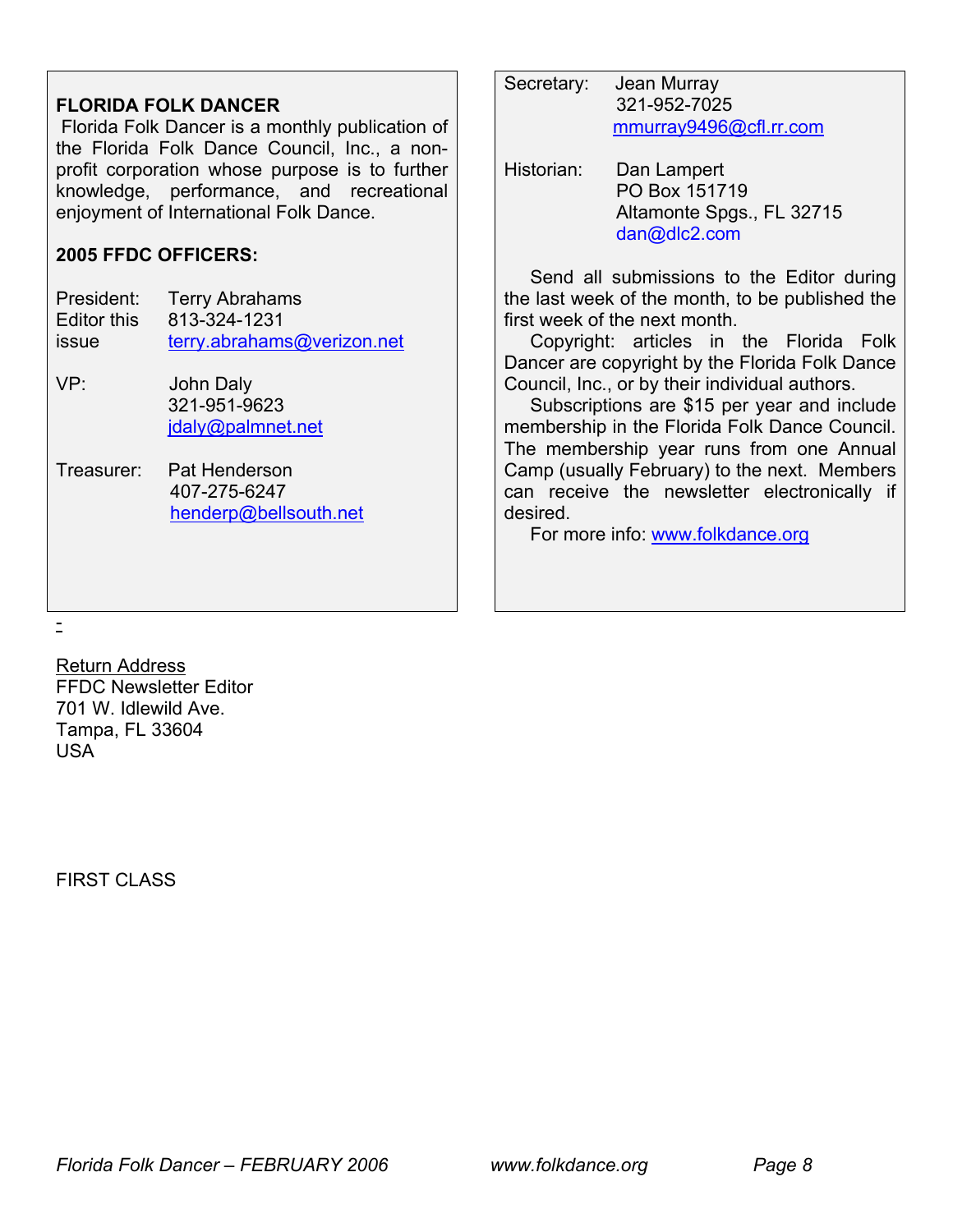**FLORIDA FOLK DANCER**

Florida Folk Dancer is a monthly publication of the Florida Folk Dance Council, Inc., a non-profit corporation whose purpose is to further knowledge, performance, and recreational enjoyment of International Folk Dance.

**2005 FFDC OFFICERS:**

President: Editor this issue — Terry Abrahams
813-324-1231
terry.abrahams@verizon.net

VP: John Daly
321-951-9623
jdaly@palmnet.net

Treasurer: Pat Henderson
407-275-6247
henderp@bellsouth.net

Secretary: Jean Murray
321-952-7025
mmurray9496@cfl.rr.com

Historian: Dan Lampert
PO Box 151719
Altamonte Spgs., FL 32715
dan@dlc2.com

Send all submissions to the Editor during the last week of the month, to be published the first week of the next month.

Copyright: articles in the Florida Folk Dancer are copyright by the Florida Folk Dance Council, Inc., or by their individual authors.

Subscriptions are $15 per year and include membership in the Florida Folk Dance Council. The membership year runs from one Annual Camp (usually February) to the next. Members can receive the newsletter electronically if desired.

For more info: www.folkdance.org

Return Address
FFDC Newsletter Editor
701 W. Idlewild Ave.
Tampa, FL 33604
USA

FIRST CLASS